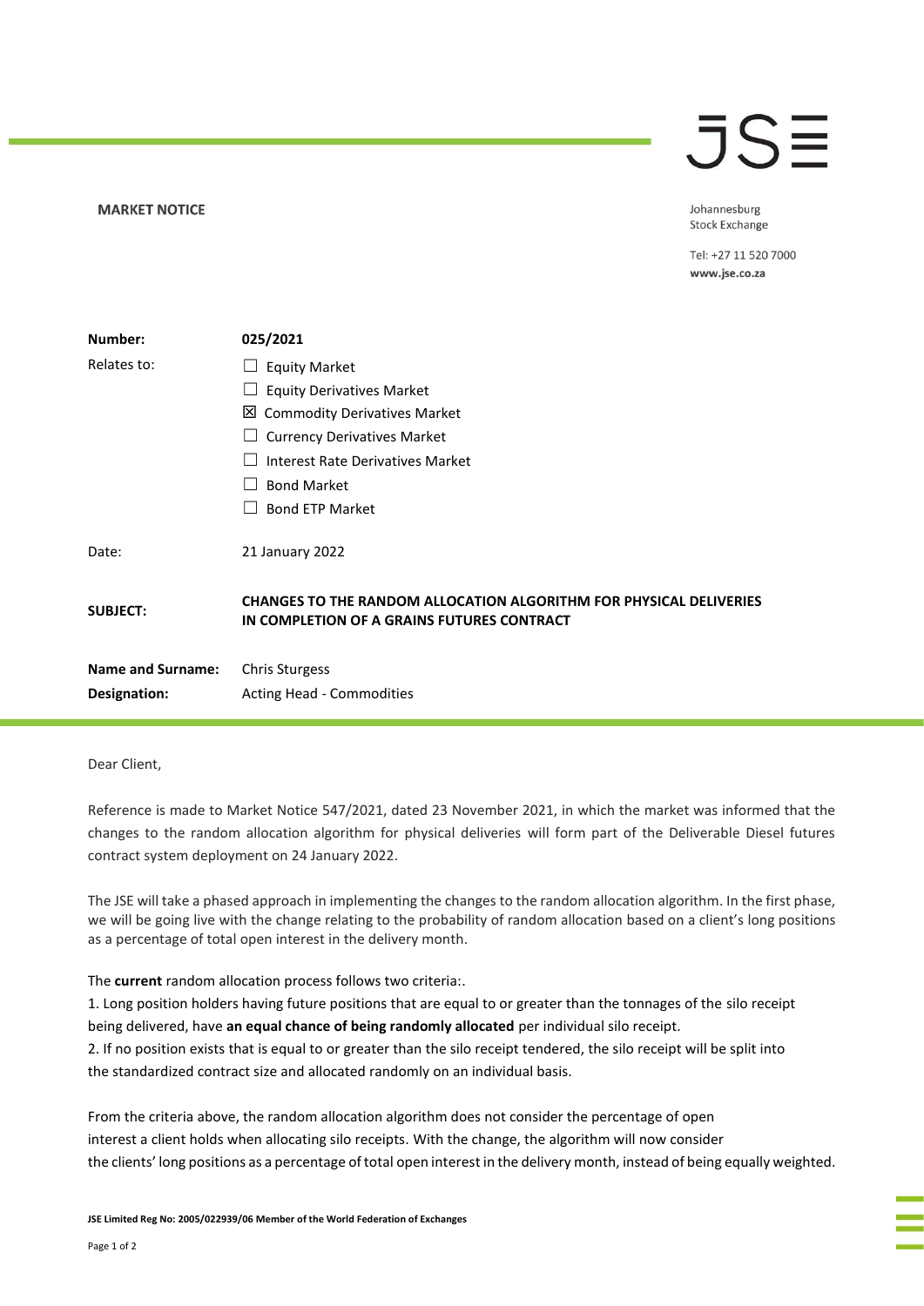**MARKET NOTICE**

Johannesburg Stock Exchange

Tel: +27 11 520 7000
www.jse.co.za

| | |
|---|---|
| **Number:** | **025/2021** |
| Relates to: | ☐ Equity Market<br>☐ Equity Derivatives Market<br>☒ Commodity Derivatives Market<br>☐ Currency Derivatives Market<br>☐ Interest Rate Derivatives Market<br>☐ Bond Market<br>☐ Bond ETP Market |
| Date: | 21 January 2022 |
| **SUBJECT:** | **CHANGES TO THE RANDOM ALLOCATION ALGORITHM FOR PHYSICAL DELIVERIES IN COMPLETION OF A GRAINS FUTURES CONTRACT** |
| **Name and Surname:** | Chris Sturgess |
| **Designation:** | Acting Head - Commodities |

Dear Client,

Reference is made to Market Notice 547/2021, dated 23 November 2021, in which the market was informed that the changes to the random allocation algorithm for physical deliveries will form part of the Deliverable Diesel futures contract system deployment on 24 January 2022.

The JSE will take a phased approach in implementing the changes to the random allocation algorithm. In the first phase, we will be going live with the change relating to the probability of random allocation based on a client's long positions as a percentage of total open interest in the delivery month.

The **current** random allocation process follows two criteria:.

1. Long position holders having future positions that are equal to or greater than the tonnages of the silo receipt being delivered, have **an equal chance of being randomly allocated** per individual silo receipt.
2. If no position exists that is equal to or greater than the silo receipt tendered, the silo receipt will be split into the standardized contract size and allocated randomly on an individual basis.

From the criteria above, the random allocation algorithm does not consider the percentage of open interest a client holds when allocating silo receipts. With the change, the algorithm will now consider the clients' long positions as a percentage of total open interest in the delivery month, instead of being equally weighted.

**JSE Limited Reg No: 2005/022939/06 Member of the World Federation of Exchanges**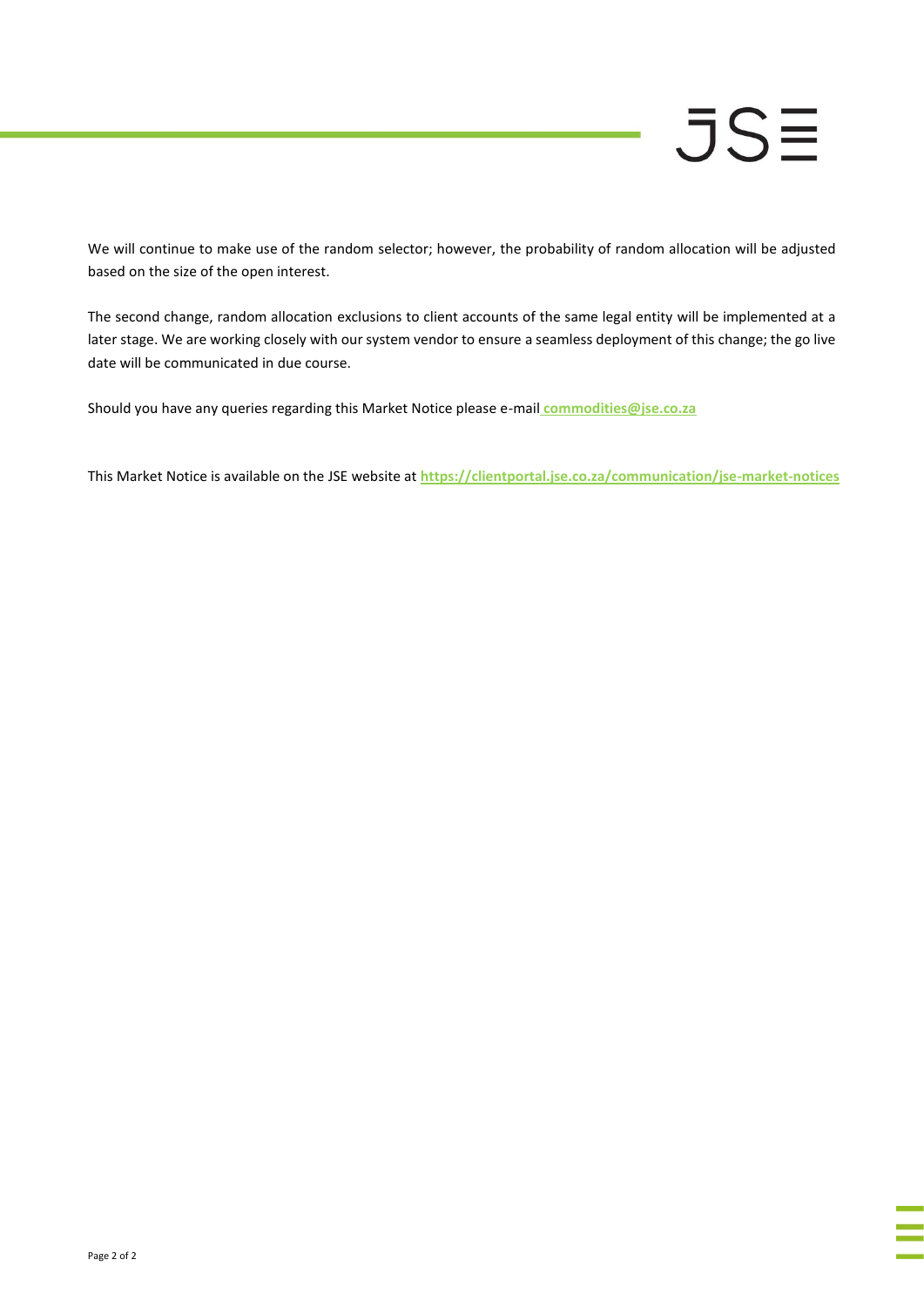We will continue to make use of the random selector; however, the probability of random allocation will be adjusted based on the size of the open interest.

The second change, random allocation exclusions to client accounts of the same legal entity will be implemented at a later stage. We are working closely with our system vendor to ensure a seamless deployment of this change; the go live date will be communicated in due course.

Should you have any queries regarding this Market Notice please e-mail **commodities@jse.co.za**

This Market Notice is available on the JSE website at **https://clientportal.jse.co.za/communication/jse-market-notices**